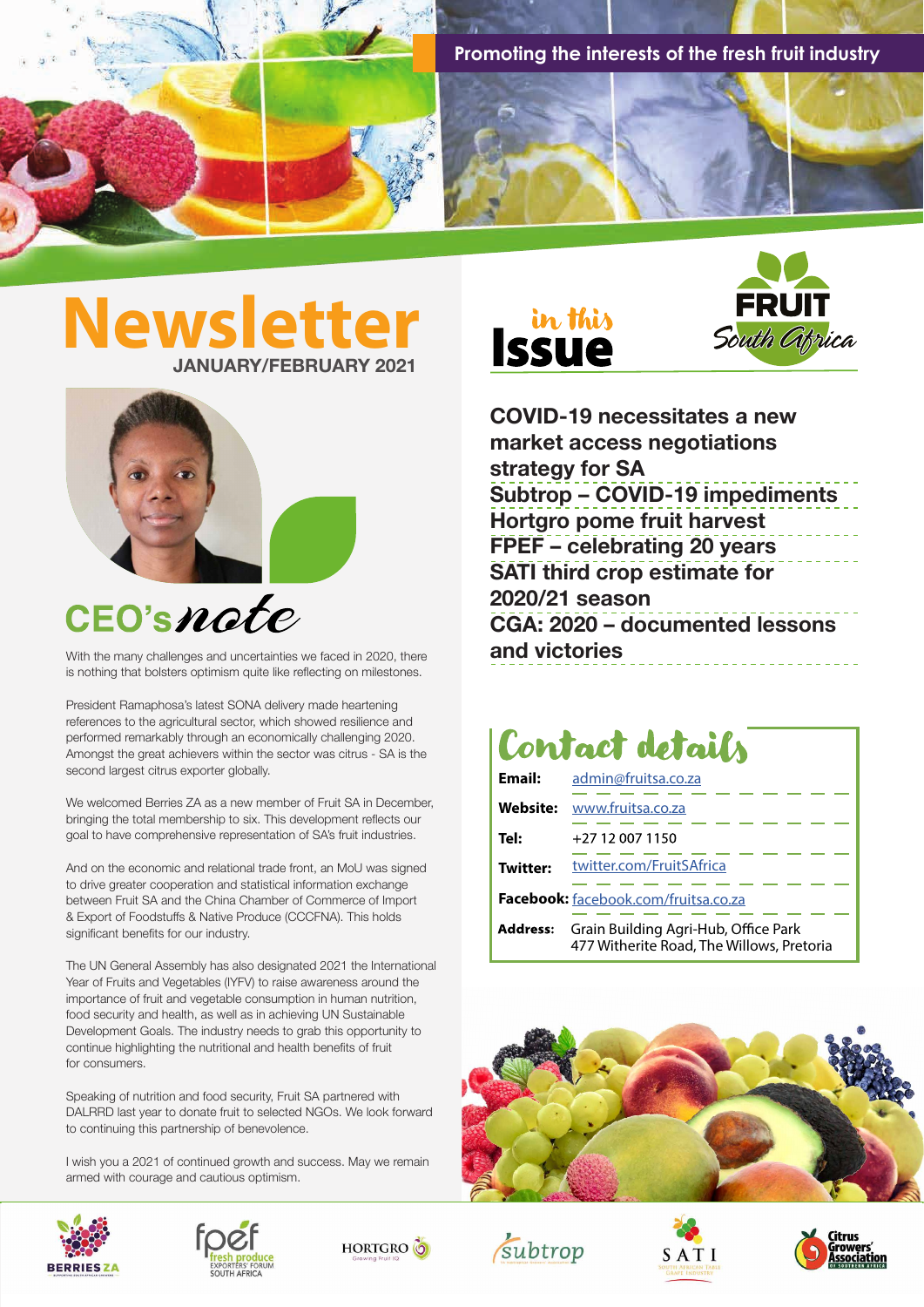Promoting the interests of the fresh fruit industry

# Newsletter

**JANUARY/FEBRUARY 2021**

## CEO's note

With the many challenges and uncertainties we faced in 2020, there is nothing that bolsters optimism quite like reflecting on milestones.

President Ramaphosa's latest SONA delivery made heartening references to the agricultural sector, which showed resilience and performed remarkably through an economically challenging 2020. Amongst the great achievers within the sector was citrus - SA is the second largest citrus exporter globally.

We welcomed Berries ZA as a new member of Fruit SA in December, bringing the total membership to six. This development reflects our goal to have comprehensive representation of SA's fruit industries.

And on the economic and relational trade front, an MoU was signed to drive greater cooperation and statistical information exchange between Fruit SA and the China Chamber of Commerce of Import & Export of Foodstuffs & Native Produce (CCCFNA). This holds significant benefits for our industry.

The UN General Assembly has also designated 2021 the International Year of Fruits and Vegetables (IYFV) to raise awareness around the importance of fruit and vegetable consumption in human nutrition, food security and health, as well as in achieving UN Sustainable Development Goals. The industry needs to grab this opportunity to continue highlighting the nutritional and health benefits of fruit for consumers.

Speaking of nutrition and food security, Fruit SA partnered with DALRRD last year to donate fruit to selected NGOs. We look forward to continuing this partnership of benevolence.

I wish you a 2021 of continued growth and success. May we remain armed with courage and cautious optimism.

## in this Issue

FRUIT South Africa

- COVID-19 necessitates a new market access negotiations strategy for SA
- Subtrop – COVID-19 impediments
- Hortgro pome fruit harvest
- FPEF – celebrating 20 years
- SATI third crop estimate for 2020/21 season
- CGA: 2020 – documented lessons and victories

## Contact details

| | |
|---|---|
| **Email:** | admin@fruitsa.co.za |
| **Website:** | www.fruitsa.co.za |
| **Tel:** | +27 12 007 1150 |
| **Twitter:** | twitter.com/FruitSAfrica |
| **Facebook:** | facebook.com/fruitsa.co.za |
| **Address:** | Grain Building Agri-Hub, Office Park 477 Witherite Road, The Willows, Pretoria |

BERRIES ZA | fpef fresh produce EXPORTERS' FORUM SOUTH AFRICA | HORTGRO Growing Fruit IQ | subtrop | SATI South African Table Grape Industry | Citrus Growers' Association of Southern Africa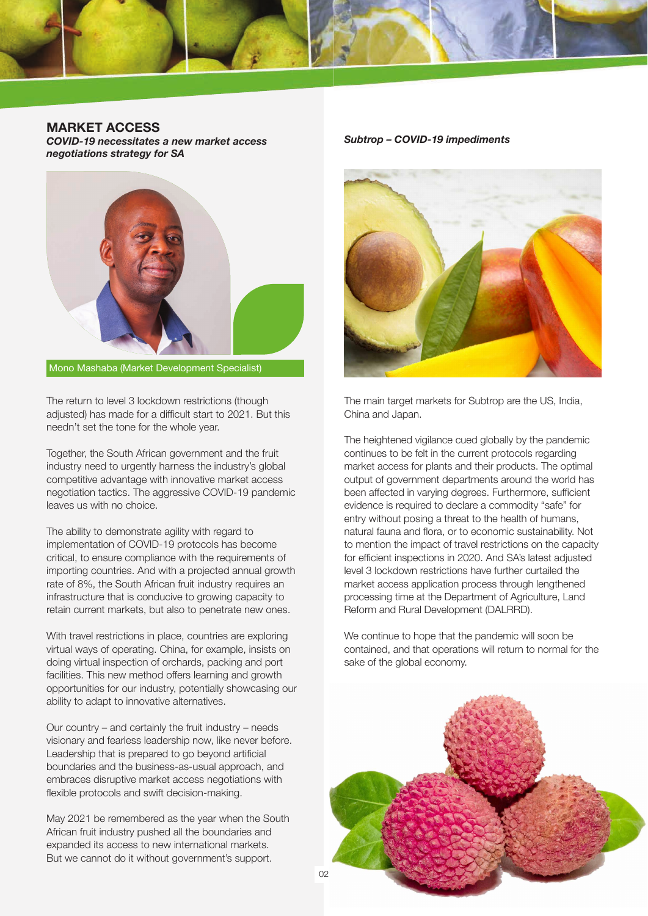## MARKET ACCESS

***COVID-19 necessitates a new market access negotiations strategy for SA***

Mono Mashaba (Market Development Specialist)

The return to level 3 lockdown restrictions (though adjusted) has made for a difficult start to 2021. But this needn't set the tone for the whole year.

Together, the South African government and the fruit industry need to urgently harness the industry's global competitive advantage with innovative market access negotiation tactics. The aggressive COVID-19 pandemic leaves us with no choice.

The ability to demonstrate agility with regard to implementation of COVID-19 protocols has become critical, to ensure compliance with the requirements of importing countries. And with a projected annual growth rate of 8%, the South African fruit industry requires an infrastructure that is conducive to growing capacity to retain current markets, but also to penetrate new ones.

With travel restrictions in place, countries are exploring virtual ways of operating. China, for example, insists on doing virtual inspection of orchards, packing and port facilities. This new method offers learning and growth opportunities for our industry, potentially showcasing our ability to adapt to innovative alternatives.

Our country – and certainly the fruit industry – needs visionary and fearless leadership now, like never before. Leadership that is prepared to go beyond artificial boundaries and the business-as-usual approach, and embraces disruptive market access negotiations with flexible protocols and swift decision-making.

May 2021 be remembered as the year when the South African fruit industry pushed all the boundaries and expanded its access to new international markets. But we cannot do it without government's support.

***Subtrop – COVID-19 impediments***

The main target markets for Subtrop are the US, India, China and Japan.

The heightened vigilance cued globally by the pandemic continues to be felt in the current protocols regarding market access for plants and their products. The optimal output of government departments around the world has been affected in varying degrees. Furthermore, sufficient evidence is required to declare a commodity "safe" for entry without posing a threat to the health of humans, natural fauna and flora, or to economic sustainability. Not to mention the impact of travel restrictions on the capacity for efficient inspections in 2020. And SA's latest adjusted level 3 lockdown restrictions have further curtailed the market access application process through lengthened processing time at the Department of Agriculture, Land Reform and Rural Development (DALRRD).

We continue to hope that the pandemic will soon be contained, and that operations will return to normal for the sake of the global economy.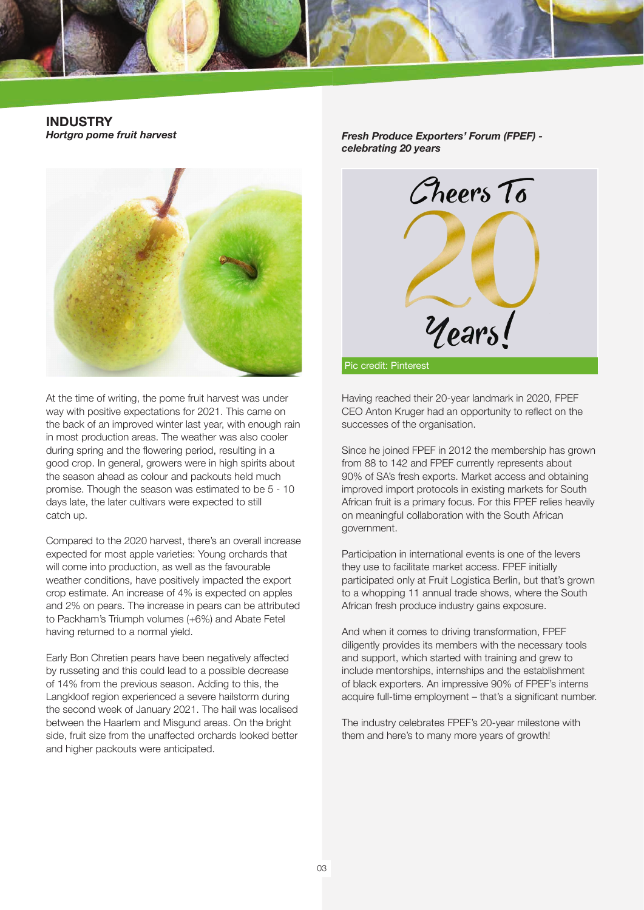# INDUSTRY

## *Hortgro pome fruit harvest*

At the time of writing, the pome fruit harvest was under way with positive expectations for 2021. This came on the back of an improved winter last year, with enough rain in most production areas. The weather was also cooler during spring and the flowering period, resulting in a good crop. In general, growers were in high spirits about the season ahead as colour and packouts held much promise. Though the season was estimated to be 5 - 10 days late, the later cultivars were expected to still catch up.

Compared to the 2020 harvest, there's an overall increase expected for most apple varieties: Young orchards that will come into production, as well as the favourable weather conditions, have positively impacted the export crop estimate. An increase of 4% is expected on apples and 2% on pears. The increase in pears can be attributed to Packham's Triumph volumes (+6%) and Abate Fetel having returned to a normal yield.

Early Bon Chretien pears have been negatively affected by russeting and this could lead to a possible decrease of 14% from the previous season. Adding to this, the Langkloof region experienced a severe hailstorm during the second week of January 2021. The hail was localised between the Haarlem and Misgund areas. On the bright side, fruit size from the unaffected orchards looked better and higher packouts were anticipated.

## *Fresh Produce Exporters' Forum (FPEF) - celebrating 20 years*

Pic credit: Pinterest

Having reached their 20-year landmark in 2020, FPEF CEO Anton Kruger had an opportunity to reflect on the successes of the organisation.

Since he joined FPEF in 2012 the membership has grown from 88 to 142 and FPEF currently represents about 90% of SA's fresh exports. Market access and obtaining improved import protocols in existing markets for South African fruit is a primary focus. For this FPEF relies heavily on meaningful collaboration with the South African government.

Participation in international events is one of the levers they use to facilitate market access. FPEF initially participated only at Fruit Logistica Berlin, but that's grown to a whopping 11 annual trade shows, where the South African fresh produce industry gains exposure.

And when it comes to driving transformation, FPEF diligently provides its members with the necessary tools and support, which started with training and grew to include mentorships, internships and the establishment of black exporters. An impressive 90% of FPEF's interns acquire full-time employment – that's a significant number.

The industry celebrates FPEF's 20-year milestone with them and here's to many more years of growth!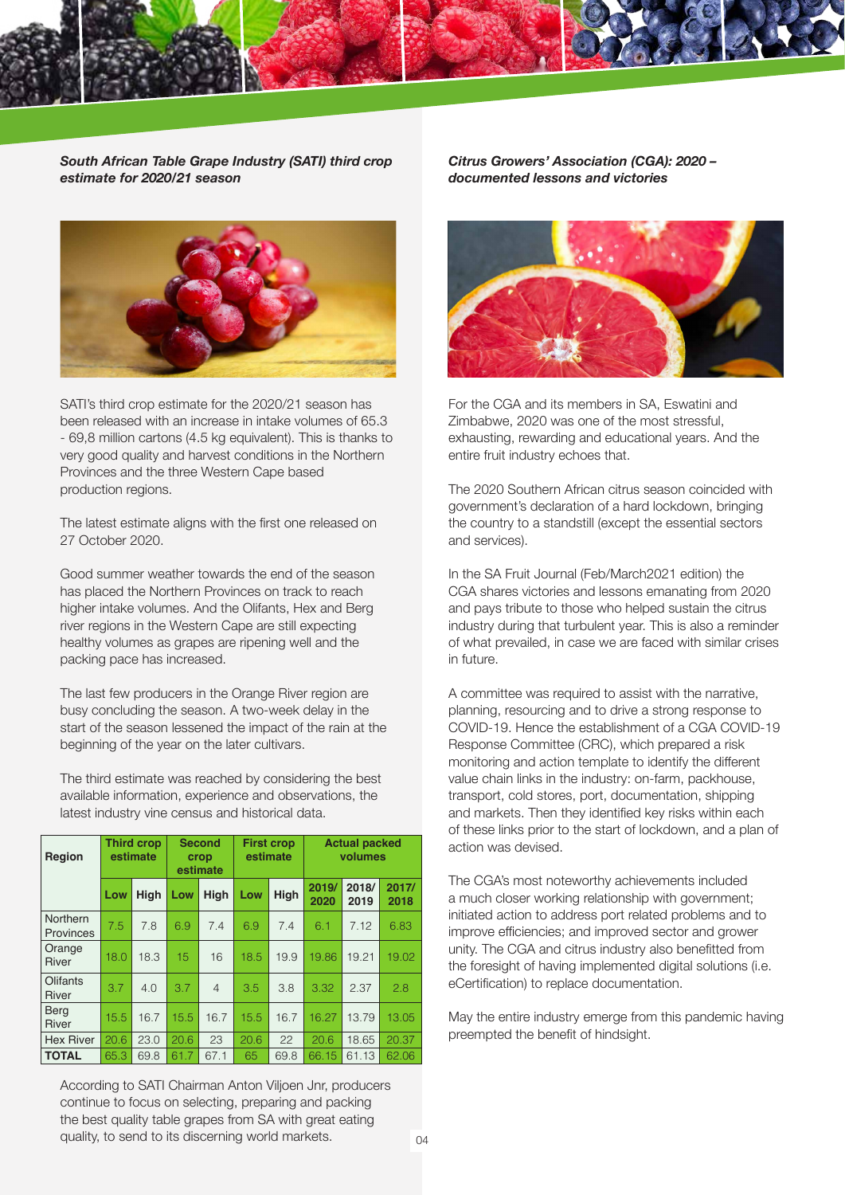***South African Table Grape Industry (SATI) third crop estimate for 2020/21 season***

SATI's third crop estimate for the 2020/21 season has been released with an increase in intake volumes of 65.3 - 69,8 million cartons (4.5 kg equivalent). This is thanks to very good quality and harvest conditions in the Northern Provinces and the three Western Cape based production regions.

The latest estimate aligns with the first one released on 27 October 2020.

Good summer weather towards the end of the season has placed the Northern Provinces on track to reach higher intake volumes. And the Olifants, Hex and Berg river regions in the Western Cape are still expecting healthy volumes as grapes are ripening well and the packing pace has increased.

The last few producers in the Orange River region are busy concluding the season. A two-week delay in the start of the season lessened the impact of the rain at the beginning of the year on the later cultivars.

The third estimate was reached by considering the best available information, experience and observations, the latest industry vine census and historical data.

| Region | Third crop estimate | | Second crop estimate | | First crop estimate | | Actual packed volumes | | |
|---|---|---|---|---|---|---|---|---|---|
| | Low | High | Low | High | Low | High | 2019/ 2020 | 2018/ 2019 | 2017/ 2018 |
| Northern Provinces | 7.5 | 7.8 | 6.9 | 7.4 | 6.9 | 7.4 | 6.1 | 7.12 | 6.83 |
| Orange River | 18.0 | 18.3 | 15 | 16 | 18.5 | 19.9 | 19.86 | 19.21 | 19.02 |
| Olifants River | 3.7 | 4.0 | 3.7 | 4 | 3.5 | 3.8 | 3.32 | 2.37 | 2.8 |
| Berg River | 15.5 | 16.7 | 15.5 | 16.7 | 15.5 | 16.7 | 16.27 | 13.79 | 13.05 |
| Hex River | 20.6 | 23.0 | 20.6 | 23 | 20.6 | 22 | 20.6 | 18.65 | 20.37 |
| **TOTAL** | 65.3 | 69.8 | 61.7 | 67.1 | 65 | 69.8 | 66.15 | 61.13 | 62.06 |

According to SATI Chairman Anton Viljoen Jnr, producers continue to focus on selecting, preparing and packing the best quality table grapes from SA with great eating quality, to send to its discerning world markets.

***Citrus Growers' Association (CGA): 2020 – documented lessons and victories***

For the CGA and its members in SA, Eswatini and Zimbabwe, 2020 was one of the most stressful, exhausting, rewarding and educational years. And the entire fruit industry echoes that.

The 2020 Southern African citrus season coincided with government's declaration of a hard lockdown, bringing the country to a standstill (except the essential sectors and services).

In the SA Fruit Journal (Feb/March2021 edition) the CGA shares victories and lessons emanating from 2020 and pays tribute to those who helped sustain the citrus industry during that turbulent year. This is also a reminder of what prevailed, in case we are faced with similar crises in future.

A committee was required to assist with the narrative, planning, resourcing and to drive a strong response to COVID-19. Hence the establishment of a CGA COVID-19 Response Committee (CRC), which prepared a risk monitoring and action template to identify the different value chain links in the industry: on-farm, packhouse, transport, cold stores, port, documentation, shipping and markets. Then they identified key risks within each of these links prior to the start of lockdown, and a plan of action was devised.

The CGA's most noteworthy achievements included a much closer working relationship with government; initiated action to address port related problems and to improve efficiencies; and improved sector and grower unity. The CGA and citrus industry also benefitted from the foresight of having implemented digital solutions (i.e. eCertification) to replace documentation.

May the entire industry emerge from this pandemic having preempted the benefit of hindsight.